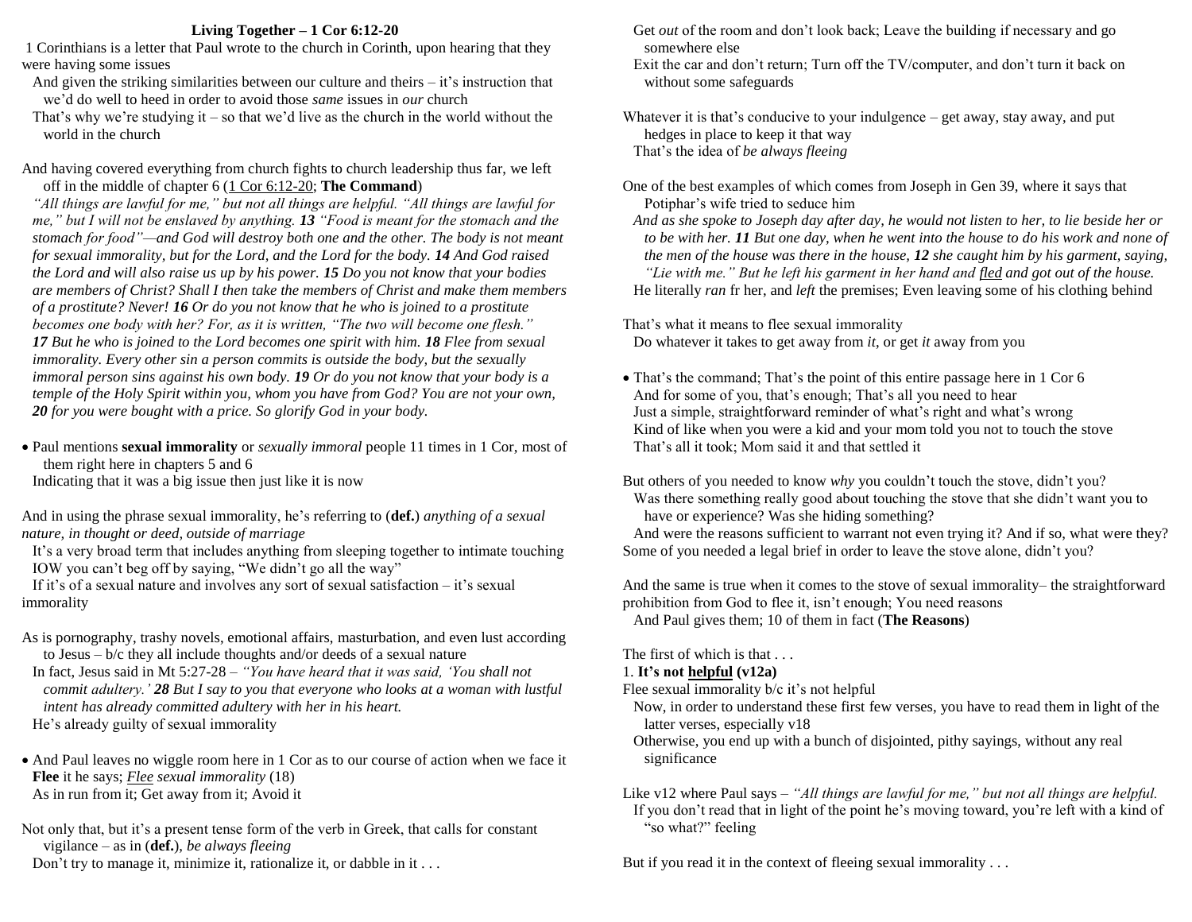# Living Together – 1 Cor 6:12-20

1 Corinthians is a letter that Paul wrote to the church in Corinth, upon hearing that they were having some issues

And given the striking similarities between our culture and theirs – it's instruction that we'd do well to heed in order to avoid those *same* issues in *our* church

That's why we're studying it – so that we'd live as the church in the world without the world in the church

And having covered everything from church fights to church leadership thus far, we left off in the middle of chapter 6 (1 Cor 6:12-20; **The Command**)

*"All things are lawful for me," but not all things are helpful. "All things are lawful for me," but I will not be enslaved by anything. **13** "Food is meant for the stomach and the stomach for food"—and God will destroy both one and the other. The body is not meant for sexual immorality, but for the Lord, and the Lord for the body. **14** And God raised the Lord and will also raise us up by his power. **15** Do you not know that your bodies are members of Christ? Shall I then take the members of Christ and make them members of a prostitute? Never! **16** Or do you not know that he who is joined to a prostitute becomes one body with her? For, as it is written, "The two will become one flesh." **17** But he who is joined to the Lord becomes one spirit with him. **18** Flee from sexual immorality. Every other sin a person commits is outside the body, but the sexually immoral person sins against his own body. **19** Or do you not know that your body is a temple of the Holy Spirit within you, whom you have from God? You are not your own, **20** for you were bought with a price. So glorify God in your body.*

- Paul mentions **sexual immorality** or *sexually immoral* people 11 times in 1 Cor, most of them right here in chapters 5 and 6

Indicating that it was a big issue then just like it is now

And in using the phrase sexual immorality, he's referring to (**def.**) *anything of a sexual nature, in thought or deed, outside of marriage*

It's a very broad term that includes anything from sleeping together to intimate touching

IOW you can't beg off by saying, "We didn't go all the way"

If it's of a sexual nature and involves any sort of sexual satisfaction – it's sexual immorality

As is pornography, trashy novels, emotional affairs, masturbation, and even lust according to Jesus – b/c they all include thoughts and/or deeds of a sexual nature

In fact, Jesus said in Mt 5:27-28 – *"You have heard that it was said, 'You shall not commit adultery.' **28** But I say to you that everyone who looks at a woman with lustful intent has already committed adultery with her in his heart.*

He's already guilty of sexual immorality

- And Paul leaves no wiggle room here in 1 Cor as to our course of action when we face it

**Flee** he says; *Flee sexual immorality* (18)

As in run from it; Get away from it; Avoid it

Not only that, but it's a present tense form of the verb in Greek, that calls for constant vigilance – as in (**def.**), *be always fleeing*

Don't try to manage it, minimize it, rationalize it, or dabble in it . . .

Get *out* of the room and don't look back; Leave the building if necessary and go somewhere else

Exit the car and don't return; Turn off the TV/computer, and don't turn it back on without some safeguards

Whatever it is that's conducive to your indulgence – get away, stay away, and put hedges in place to keep it that way

That's the idea of *be always fleeing*

One of the best examples of which comes from Joseph in Gen 39, where it says that Potiphar's wife tried to seduce him

*And as she spoke to Joseph day after day, he would not listen to her, to lie beside her or to be with her. **11** But one day, when he went into the house to do his work and none of the men of the house was there in the house, **12** she caught him by his garment, saying, "Lie with me." But he left his garment in her hand and fled and got out of the house.*

He literally *ran* fr her, and *left* the premises; Even leaving some of his clothing behind

That's what it means to flee sexual immorality

Do whatever it takes to get away from *it*, or get *it* away from you

- That's the command; That's the point of this entire passage here in 1 Cor 6

And for some of you, that's enough; That's all you need to hear

Just a simple, straightforward reminder of what's right and what's wrong

Kind of like when you were a kid and your mom told you not to touch the stove

That's all it took; Mom said it and that settled it

But others of you needed to know *why* you couldn't touch the stove, didn't you?

Was there something really good about touching the stove that she didn't want you to have or experience? Was she hiding something?

And were the reasons sufficient to warrant not even trying it? And if so, what were they?

Some of you needed a legal brief in order to leave the stove alone, didn't you?

And the same is true when it comes to the stove of sexual immorality– the straightforward prohibition from God to flee it, isn't enough; You need reasons

And Paul gives them; 10 of them in fact (**The Reasons**)

The first of which is that . . .

1. **It's not helpful (v12a)**

Flee sexual immorality b/c it's not helpful

Now, in order to understand these first few verses, you have to read them in light of the latter verses, especially v18

Otherwise, you end up with a bunch of disjointed, pithy sayings, without any real significance

Like v12 where Paul says – *"All things are lawful for me," but not all things are helpful.*

If you don't read that in light of the point he's moving toward, you're left with a kind of "so what?" feeling

But if you read it in the context of fleeing sexual immorality . . .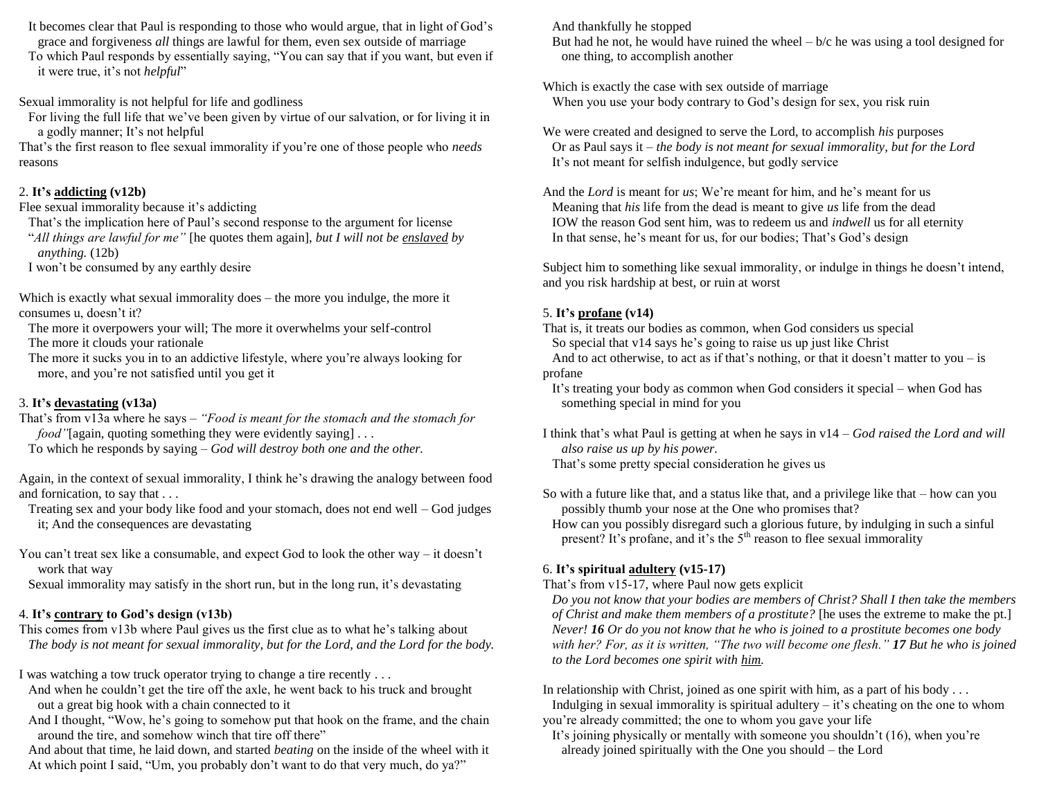It becomes clear that Paul is responding to those who would argue, that in light of God's grace and forgiveness *all* things are lawful for them, even sex outside of marriage

To which Paul responds by essentially saying, "You can say that if you want, but even if it were true, it's not *helpful*"

Sexual immorality is not helpful for life and godliness

For living the full life that we've been given by virtue of our salvation, or for living it in a godly manner; It's not helpful

That's the first reason to flee sexual immorality if you're one of those people who *needs* reasons

2. **It's <u>addicting</u> (v12b)**

Flee sexual immorality because it's addicting

That's the implication here of Paul's second response to the argument for license

"*All things are lawful for me"* [he quotes them again], *but I will not be <u>enslaved</u> by anything.* (12b)

I won't be consumed by any earthly desire

Which is exactly what sexual immorality does – the more you indulge, the more it consumes u, doesn't it?

The more it overpowers your will; The more it overwhelms your self-control

The more it clouds your rationale

The more it sucks you in to an addictive lifestyle, where you're always looking for more, and you're not satisfied until you get it

3. **It's <u>devastating</u> (v13a)**

That's from v13a where he says – *"Food is meant for the stomach and the stomach for food"*[again, quoting something they were evidently saying] . . .

To which he responds by saying – *God will destroy both one and the other.*

Again, in the context of sexual immorality, I think he's drawing the analogy between food and fornication, to say that . . .

Treating sex and your body like food and your stomach, does not end well – God judges it; And the consequences are devastating

You can't treat sex like a consumable, and expect God to look the other way – it doesn't work that way

Sexual immorality may satisfy in the short run, but in the long run, it's devastating

4. **It's <u>contrary</u> to God's design (v13b)**

This comes from v13b where Paul gives us the first clue as to what he's talking about

*The body is not meant for sexual immorality, but for the Lord, and the Lord for the body.*

I was watching a tow truck operator trying to change a tire recently . . .

And when he couldn't get the tire off the axle, he went back to his truck and brought out a great big hook with a chain connected to it

And I thought, "Wow, he's going to somehow put that hook on the frame, and the chain around the tire, and somehow winch that tire off there"

And about that time, he laid down, and started *beating* on the inside of the wheel with it

At which point I said, "Um, you probably don't want to do that very much, do ya?"

And thankfully he stopped

But had he not, he would have ruined the wheel – b/c he was using a tool designed for one thing, to accomplish another

Which is exactly the case with sex outside of marriage

When you use your body contrary to God's design for sex, you risk ruin

We were created and designed to serve the Lord, to accomplish *his* purposes

Or as Paul says it – *the body is not meant for sexual immorality, but for the Lord*

It's not meant for selfish indulgence, but godly service

And the *Lord* is meant for *us*; We're meant for him, and he's meant for us

Meaning that *his* life from the dead is meant to give *us* life from the dead

IOW the reason God sent him, was to redeem us and *indwell* us for all eternity

In that sense, he's meant for us, for our bodies; That's God's design

Subject him to something like sexual immorality, or indulge in things he doesn't intend, and you risk hardship at best, or ruin at worst

5. **It's <u>profane</u> (v14)**

That is, it treats our bodies as common, when God considers us special

So special that v14 says he's going to raise us up just like Christ

And to act otherwise, to act as if that's nothing, or that it doesn't matter to you – is profane

It's treating your body as common when God considers it special – when God has something special in mind for you

I think that's what Paul is getting at when he says in v14 – *God raised the Lord and will also raise us up by his power.*

That's some pretty special consideration he gives us

So with a future like that, and a status like that, and a privilege like that – how can you possibly thumb your nose at the One who promises that?

How can you possibly disregard such a glorious future, by indulging in such a sinful present? It's profane, and it's the 5th reason to flee sexual immorality

6. **It's spiritual <u>adultery</u> (v15-17)**

That's from v15-17, where Paul now gets explicit

*Do you not know that your bodies are members of Christ? Shall I then take the members of Christ and make them members of a prostitute?* [he uses the extreme to make the pt.] *Never! **16** Or do you not know that he who is joined to a prostitute becomes one body with her? For, as it is written, "The two will become one flesh." **17** But he who is joined to the Lord becomes one spirit with <u>him</u>.*

In relationship with Christ, joined as one spirit with him, as a part of his body . . .

Indulging in sexual immorality is spiritual adultery – it's cheating on the one to whom you're already committed; the one to whom you gave your life

It's joining physically or mentally with someone you shouldn't (16), when you're already joined spiritually with the One you should – the Lord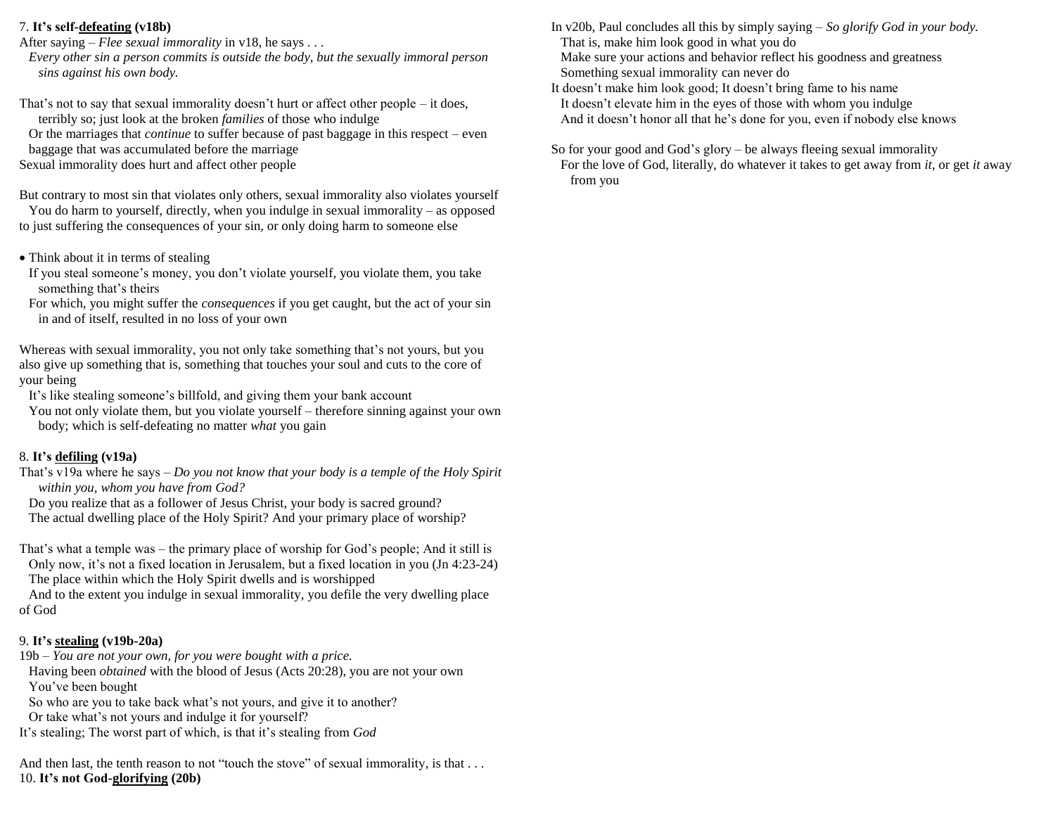7. **It's self-<u>defeating</u> (v18b)**

After saying – *Flee sexual immorality* in v18, he says . . .

*Every other sin a person commits is outside the body, but the sexually immoral person sins against his own body.*

That's not to say that sexual immorality doesn't hurt or affect other people – it does, terribly so; just look at the broken *families* of those who indulge

Or the marriages that *continue* to suffer because of past baggage in this respect – even baggage that was accumulated before the marriage

Sexual immorality does hurt and affect other people

But contrary to most sin that violates only others, sexual immorality also violates yourself

You do harm to yourself, directly, when you indulge in sexual immorality – as opposed to just suffering the consequences of your sin, or only doing harm to someone else

- Think about it in terms of stealing

If you steal someone's money, you don't violate yourself, you violate them, you take something that's theirs

For which, you might suffer the *consequences* if you get caught, but the act of your sin in and of itself, resulted in no loss of your own

Whereas with sexual immorality, you not only take something that's not yours, but you also give up something that is, something that touches your soul and cuts to the core of your being

It's like stealing someone's billfold, and giving them your bank account

You not only violate them, but you violate yourself – therefore sinning against your own body; which is self-defeating no matter *what* you gain

8. **It's <u>defiling</u> (v19a)**

That's v19a where he says – *Do you not know that your body is a temple of the Holy Spirit within you, whom you have from God?*

Do you realize that as a follower of Jesus Christ, your body is sacred ground?

The actual dwelling place of the Holy Spirit? And your primary place of worship?

That's what a temple was – the primary place of worship for God's people; And it still is

Only now, it's not a fixed location in Jerusalem, but a fixed location in you (Jn 4:23-24)

The place within which the Holy Spirit dwells and is worshipped

And to the extent you indulge in sexual immorality, you defile the very dwelling place of God

9. **It's <u>stealing</u> (v19b-20a)**

19b – *You are not your own, for you were bought with a price.*

Having been *obtained* with the blood of Jesus (Acts 20:28), you are not your own

You've been bought

So who are you to take back what's not yours, and give it to another?

Or take what's not yours and indulge it for yourself?

It's stealing; The worst part of which, is that it's stealing from *God*

And then last, the tenth reason to not "touch the stove" of sexual immorality, is that . . .

10. **It's not God-<u>glorifying</u> (20b)**

In v20b, Paul concludes all this by simply saying – *So glorify God in your body.*

That is, make him look good in what you do

Make sure your actions and behavior reflect his goodness and greatness

Something sexual immorality can never do

It doesn't make him look good; It doesn't bring fame to his name

It doesn't elevate him in the eyes of those with whom you indulge

And it doesn't honor all that he's done for you, even if nobody else knows

So for your good and God's glory – be always fleeing sexual immorality

For the love of God, literally, do whatever it takes to get away from *it*, or get *it* away from you